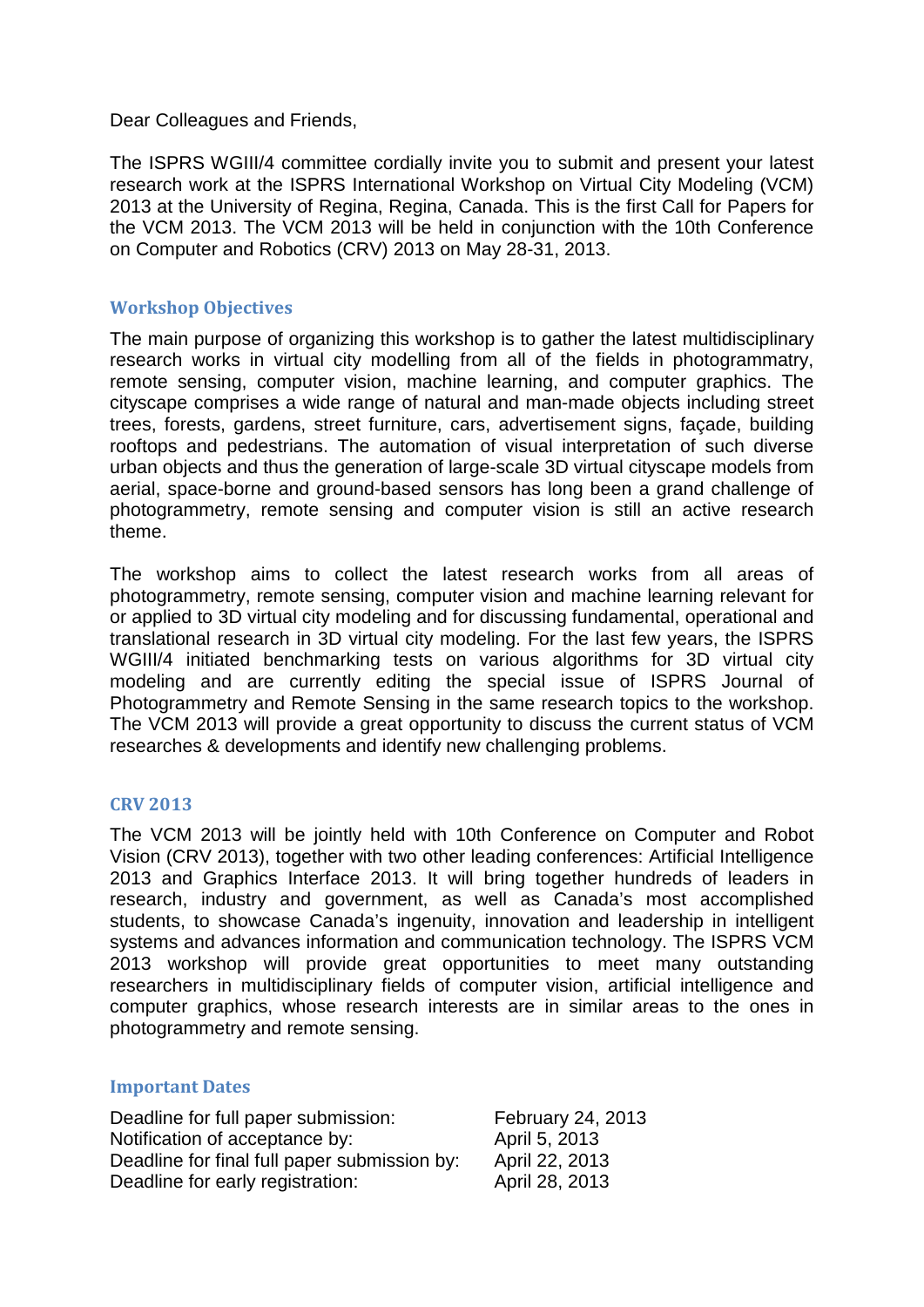Dear Colleagues and Friends,

The ISPRS WGIII/4 committee cordially invite you to submit and present your latest research work at the ISPRS International Workshop on Virtual City Modeling (VCM) 2013 at the University of Regina, Regina, Canada. This is the first Call for Papers for the VCM 2013. The VCM 2013 will be held in conjunction with the 10th Conference on Computer and Robotics (CRV) 2013 on May 28-31, 2013.

## Workshop Objectives

The main purpose of organizing this workshop is to gather the latest multidisciplinary research works in virtual city modelling from all of the fields in photogrammatry, remote sensing, computer vision, machine learning, and computer graphics. The cityscape comprises a wide range of natural and man-made objects including street trees, forests, gardens, street furniture, cars, advertisement signs, façade, building rooftops and pedestrians. The automation of visual interpretation of such diverse urban objects and thus the generation of large-scale 3D virtual cityscape models from aerial, space-borne and ground-based sensors has long been a grand challenge of photogrammetry, remote sensing and computer vision is still an active research theme.

The workshop aims to collect the latest research works from all areas of photogrammetry, remote sensing, computer vision and machine learning relevant for or applied to 3D virtual city modeling and for discussing fundamental, operational and translational research in 3D virtual city modeling. For the last few years, the ISPRS WGIII/4 initiated benchmarking tests on various algorithms for 3D virtual city modeling and are currently editing the special issue of ISPRS Journal of Photogrammetry and Remote Sensing in the same research topics to the workshop. The VCM 2013 will provide a great opportunity to discuss the current status of VCM researches & developments and identify new challenging problems.

## CRV 2013

The VCM 2013 will be jointly held with 10th Conference on Computer and Robot Vision (CRV 2013), together with two other leading conferences: Artificial Intelligence 2013 and Graphics Interface 2013. It will bring together hundreds of leaders in research, industry and government, as well as Canada's most accomplished students, to showcase Canada's ingenuity, innovation and leadership in intelligent systems and advances information and communication technology. The ISPRS VCM 2013 workshop will provide great opportunities to meet many outstanding researchers in multidisciplinary fields of computer vision, artificial intelligence and computer graphics, whose research interests are in similar areas to the ones in photogrammetry and remote sensing.

## Important Dates

| | |
|---|---|
| Deadline for full paper submission: | February 24, 2013 |
| Notification of acceptance by: | April 5, 2013 |
| Deadline for final full paper submission by: | April 22, 2013 |
| Deadline for early registration: | April 28, 2013 |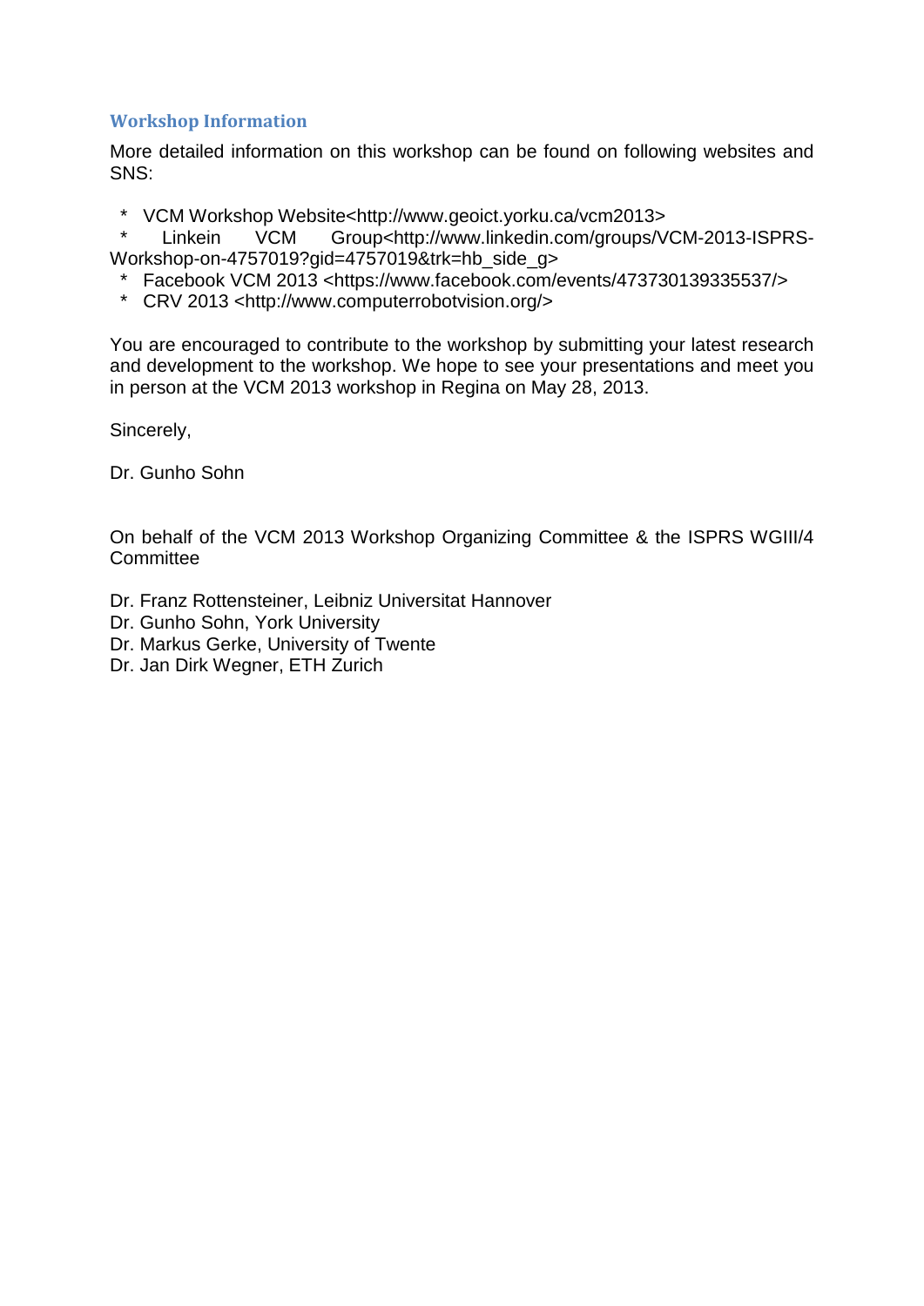### Workshop Information

More detailed information on this workshop can be found on following websites and SNS:

* VCM Workshop Website<http://www.geoict.yorku.ca/vcm2013>
* Linkein VCM Group<http://www.linkedin.com/groups/VCM-2013-ISPRS-Workshop-on-4757019?gid=4757019&trk=hb_side_g>
* Facebook VCM 2013 <https://www.facebook.com/events/473730139335537/>
* CRV 2013 <http://www.computerrobotvision.org/>

You are encouraged to contribute to the workshop by submitting your latest research and development to the workshop. We hope to see your presentations and meet you in person at the VCM 2013 workshop in Regina on May 28, 2013.

Sincerely,

Dr. Gunho Sohn

On behalf of the VCM 2013 Workshop Organizing Committee & the ISPRS WGIII/4 Committee

Dr. Franz Rottensteiner, Leibniz Universitat Hannover
Dr. Gunho Sohn, York University
Dr. Markus Gerke, University of Twente
Dr. Jan Dirk Wegner, ETH Zurich